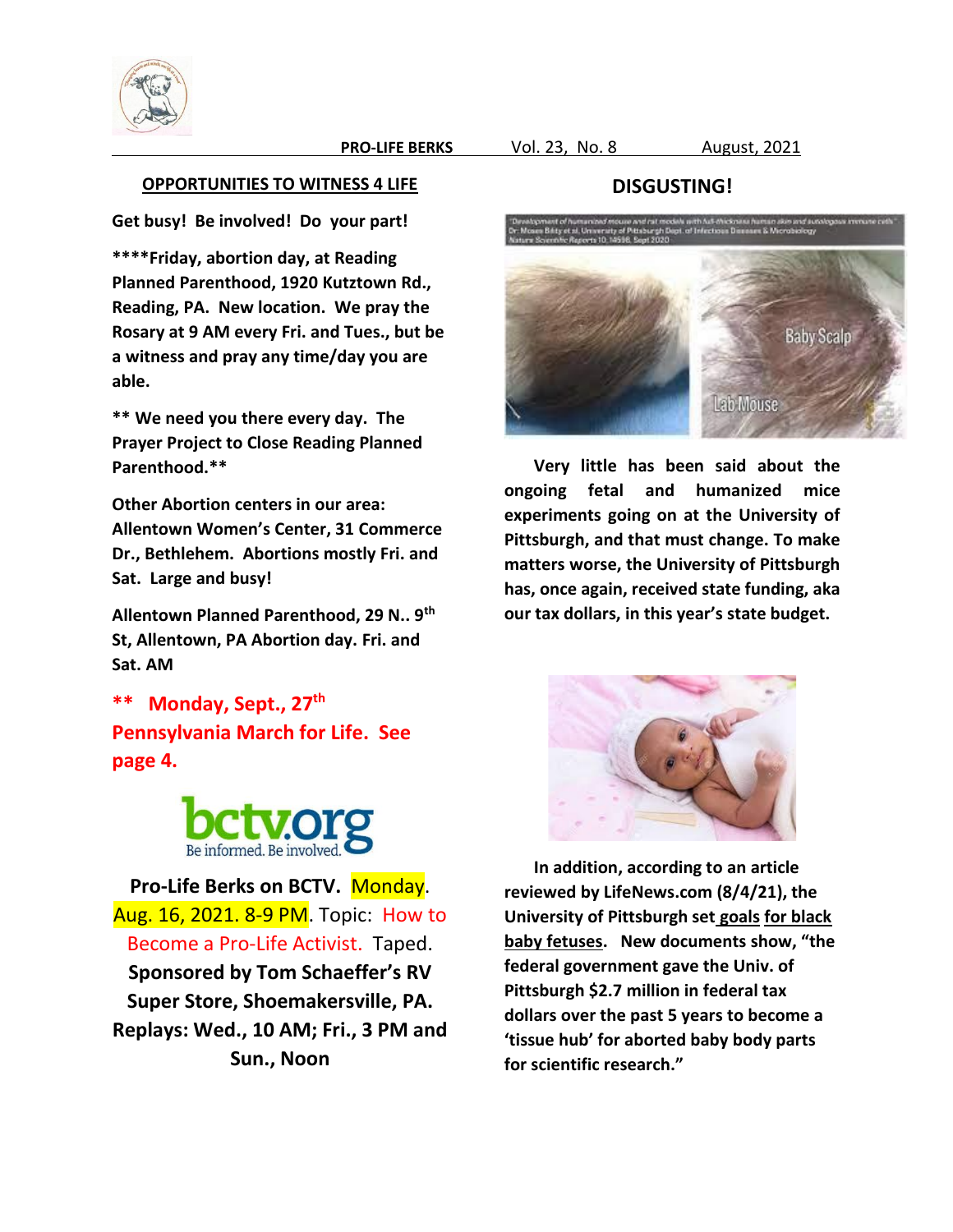**PRO-LIFE BERKS** Vol. 23, No. 8 August, 2021

## OPPORTUNITIES TO WITNESS 4 LIFE

**Get busy! Be involved! Do your part!**

**\*\*\*\*Friday, abortion day, at Reading Planned Parenthood, 1920 Kutztown Rd., Reading, PA. New location. We pray the Rosary at 9 AM every Fri. and Tues., but be a witness and pray any time/day you are able.**

**\*\* We need you there every day. The Prayer Project to Close Reading Planned Parenthood.\*\***

**Other Abortion centers in our area: Allentown Women's Center, 31 Commerce Dr., Bethlehem. Abortions mostly Fri. and Sat. Large and busy!**

**Allentown Planned Parenthood, 29 N.. 9th St, Allentown, PA Abortion day. Fri. and Sat. AM**

**\*\* Monday, Sept., 27th Pennsylvania March for Life. See page 4.**

bctv.org Be informed. Be involved.

**Pro-Life Berks on BCTV.** Monday. Aug. 16, 2021. 8-9 PM. Topic: How to Become a Pro-Life Activist. Taped. **Sponsored by Tom Schaeffer's RV Super Store, Shoemakersville, PA. Replays: Wed., 10 AM; Fri., 3 PM and Sun., Noon**

## DISGUSTING!

"Development of humanized mouse and rat models with full-thickness human skin and autologous immune cells" Dr. Moses Bility et al, University of Pittsburgh Dept. of Infectious Diseases & Microbiology Nature Scientific Reports 10, 14598, Sept 2020

Baby Scalp

Lab Mouse

**Very little has been said about the ongoing fetal and humanized mice experiments going on at the University of Pittsburgh, and that must change. To make matters worse, the University of Pittsburgh has, once again, received state funding, aka our tax dollars, in this year's state budget.**

**In addition, according to an article reviewed by LifeNews.com (8/4/21), the University of Pittsburgh set goals for black baby fetuses. New documents show, "the federal government gave the Univ. of Pittsburgh \$2.7 million in federal tax dollars over the past 5 years to become a 'tissue hub' for aborted baby body parts for scientific research."**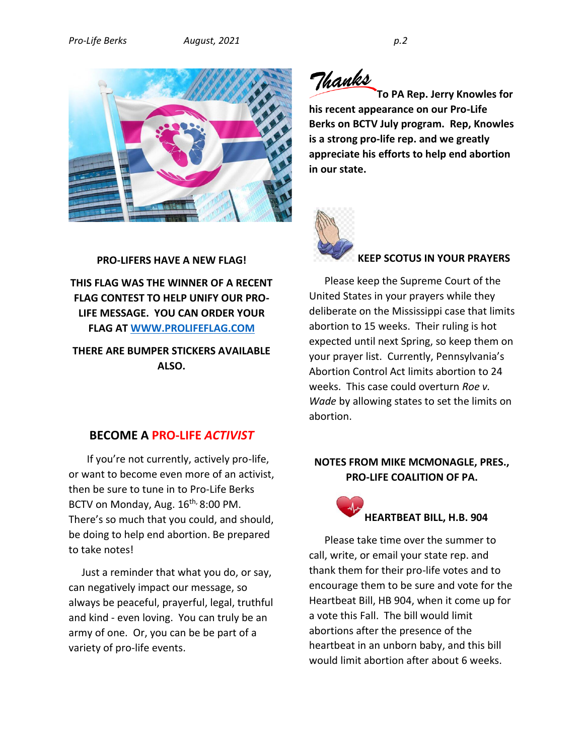**PRO-LIFERS HAVE A NEW FLAG!**

**THIS FLAG WAS THE WINNER OF A RECENT FLAG CONTEST TO HELP UNIFY OUR PRO-LIFE MESSAGE. YOU CAN ORDER YOUR FLAG AT [WWW.PROLIFEFLAG.COM](http://WWW.PROLIFEFLAG.COM)**

**THERE ARE BUMPER STICKERS AVAILABLE ALSO.**

## BECOME A PRO-LIFE *ACTIVIST*

If you're not currently, actively pro-life, or want to become even more of an activist, then be sure to tune in to Pro-Life Berks BCTV on Monday, Aug. 16th, 8:00 PM. There's so much that you could, and should, be doing to help end abortion. Be prepared to take notes!

Just a reminder that what you do, or say, can negatively impact our message, so always be peaceful, prayerful, legal, truthful and kind - even loving. You can truly be an army of one. Or, you can be be part of a variety of pro-life events.

*Thanks* **To PA Rep. Jerry Knowles for his recent appearance on our Pro-Life Berks on BCTV July program. Rep, Knowles is a strong pro-life rep. and we greatly appreciate his efforts to help end abortion in our state.**

### KEEP SCOTUS IN YOUR PRAYERS

Please keep the Supreme Court of the United States in your prayers while they deliberate on the Mississippi case that limits abortion to 15 weeks. Their ruling is hot expected until next Spring, so keep them on your prayer list. Currently, Pennsylvania's Abortion Control Act limits abortion to 24 weeks. This case could overturn *Roe v. Wade* by allowing states to set the limits on abortion.

### NOTES FROM MIKE MCMONAGLE, PRES., PRO-LIFE COALITION OF PA.

### HEARTBEAT BILL, H.B. 904

Please take time over the summer to call, write, or email your state rep. and thank them for their pro-life votes and to encourage them to be sure and vote for the Heartbeat Bill, HB 904, when it come up for a vote this Fall. The bill would limit abortions after the presence of the heartbeat in an unborn baby, and this bill would limit abortion after about 6 weeks.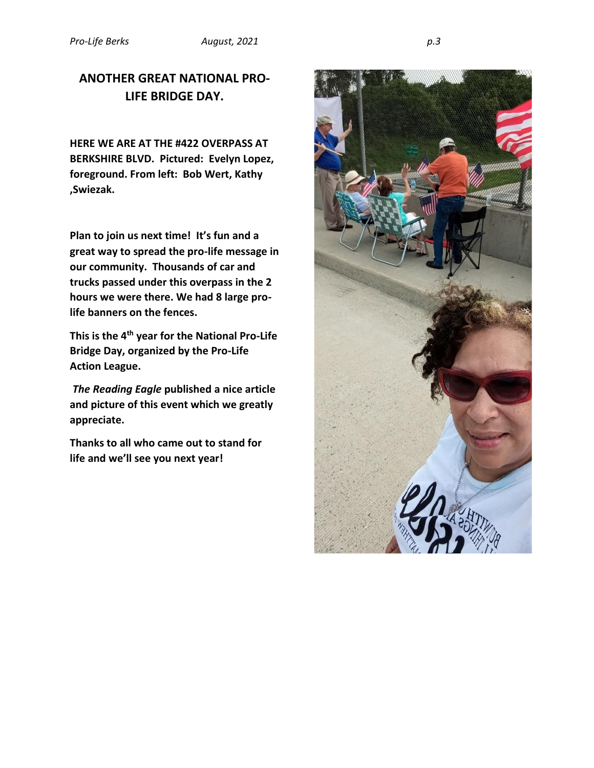# ANOTHER GREAT NATIONAL PRO-LIFE BRIDGE DAY.

**HERE WE ARE AT THE #422 OVERPASS AT BERKSHIRE BLVD. Pictured: Evelyn Lopez, foreground. From left: Bob Wert, Kathy ,Swiezak.**

**Plan to join us next time! It's fun and a great way to spread the pro-life message in our community. Thousands of car and trucks passed under this overpass in the 2 hours we were there. We had 8 large pro-life banners on the fences.**

**This is the 4th year for the National Pro-Life Bridge Day, organized by the Pro-Life Action League.**

***The Reading Eagle* published a nice article and picture of this event which we greatly appreciate.**

**Thanks to all who came out to stand for life and we'll see you next year!**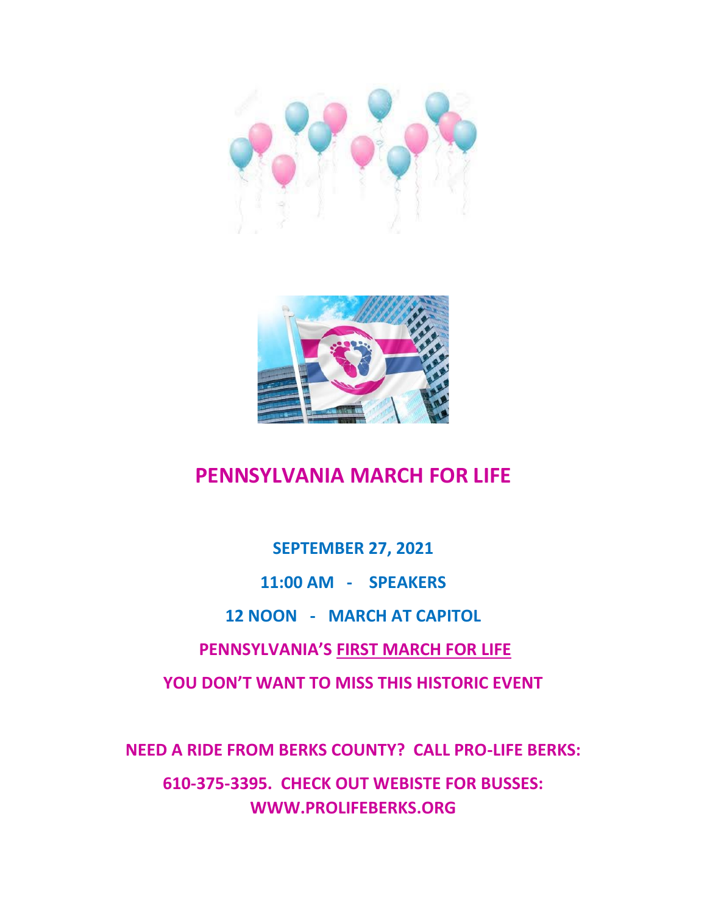# PENNSYLVANIA MARCH FOR LIFE

**SEPTEMBER 27, 2021**

**11:00 AM - SPEAKERS**

**12 NOON - MARCH AT CAPITOL**

**PENNSYLVANIA'S FIRST MARCH FOR LIFE**

**YOU DON'T WANT TO MISS THIS HISTORIC EVENT**

**NEED A RIDE FROM BERKS COUNTY? CALL PRO-LIFE BERKS:**

**610-375-3395. CHECK OUT WEBISTE FOR BUSSES: WWW.PROLIFEBERKS.ORG**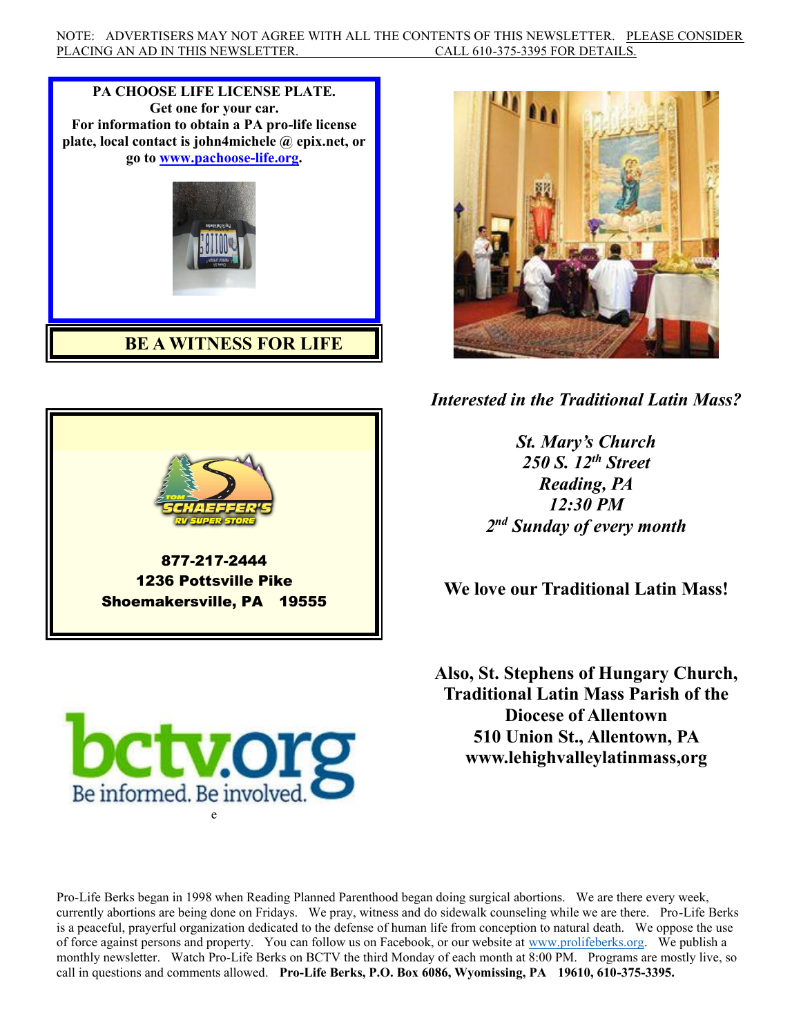NOTE: ADVERTISERS MAY NOT AGREE WITH ALL THE CONTENTS OF THIS NEWSLETTER. PLEASE CONSIDER PLACING AN AD IN THIS NEWSLETTER. CALL 610-375-3395 FOR DETAILS.

**PA CHOOSE LIFE LICENSE PLATE.**
**Get one for your car.**
**For information to obtain a PA pro-life license plate, local contact is john4michele @ epix.net, or go to [www.pachoose-life.org](http://www.pachoose-life.org).**

**BE A WITNESS FOR LIFE**

*Interested in the Traditional Latin Mass?*

*St. Mary's Church*
*250 S. 12th Street*
*Reading, PA*
*12:30 PM*
*2nd Sunday of every month*

**We love our Traditional Latin Mass!**

TOM SCHAEFFER'S RV SUPER STORE

**877-217-2444**
**1236 Pottsville Pike**
**Shoemakersville, PA 19555**

**Also, St. Stephens of Hungary Church, Traditional Latin Mass Parish of the Diocese of Allentown**
**510 Union St., Allentown, PA**
**www.lehighvalleylatinmass,org**

bctv.org
Be informed. Be involved.

e

Pro-Life Berks began in 1998 when Reading Planned Parenthood began doing surgical abortions. We are there every week, currently abortions are being done on Fridays. We pray, witness and do sidewalk counseling while we are there. Pro-Life Berks is a peaceful, prayerful organization dedicated to the defense of human life from conception to natural death. We oppose the use of force against persons and property. You can follow us on Facebook, or our website at [www.prolifeberks.org](http://www.prolifeberks.org). We publish a monthly newsletter. Watch Pro-Life Berks on BCTV the third Monday of each month at 8:00 PM. Programs are mostly live, so call in questions and comments allowed. **Pro-Life Berks, P.O. Box 6086, Wyomissing, PA 19610, 610-375-3395.**